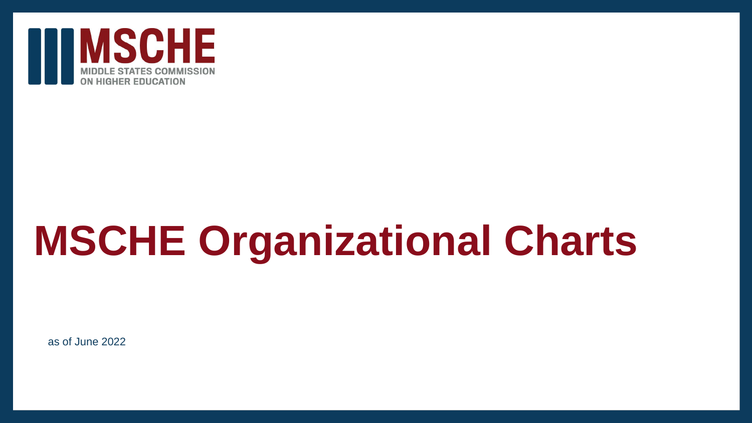MSCHE

MIDDLE STATES COMMISSION ON HIGHER EDUCATION

# MSCHE Organizational Charts

as of June 2022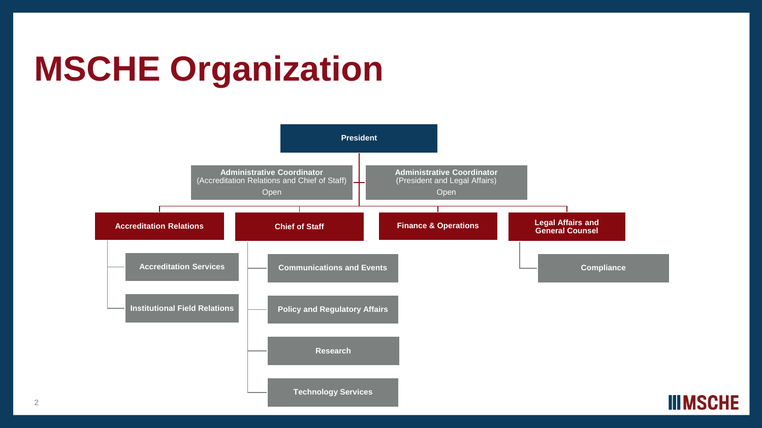# MSCHE Organization

- **President**
  - **Administrative Coordinator** (Accreditation Relations and Chief of Staff) – Open
  - **Administrative Coordinator** (President and Legal Affairs) – Open
  - **Accreditation Relations**
    - **Accreditation Services**
    - **Institutional Field Relations**
  - **Chief of Staff**
    - **Communications and Events**
    - **Policy and Regulatory Affairs**
    - **Research**
    - **Technology Services**
  - **Finance & Operations**
  - **Legal Affairs and General Counsel**
    - **Compliance**

MSCHE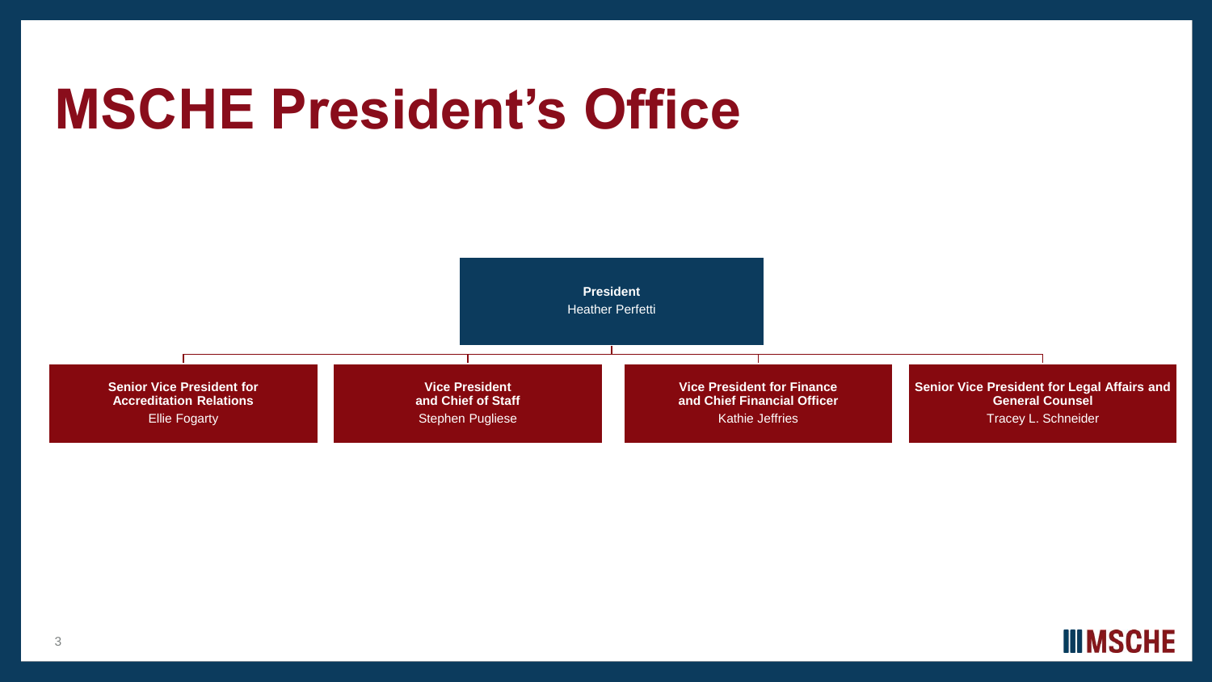# MSCHE President's Office

**President**
Heather Perfetti

- **Senior Vice President for Accreditation Relations**
  Ellie Fogarty
- **Vice President and Chief of Staff**
  Stephen Pugliese
- **Vice President for Finance and Chief Financial Officer**
  Kathie Jeffries
- **Senior Vice President for Legal Affairs and General Counsel**
  Tracey L. Schneider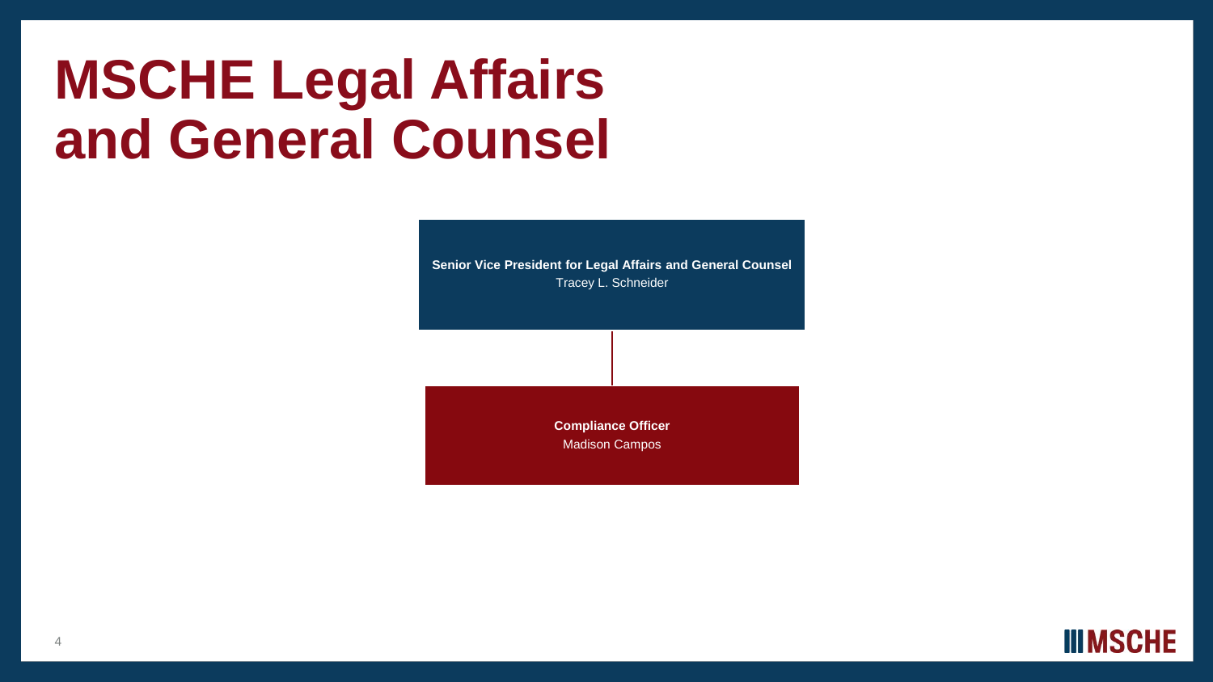# MSCHE Legal Affairs and General Counsel

**Senior Vice President for Legal Affairs and General Counsel**
Tracey L. Schneider

**Compliance Officer**
Madison Campos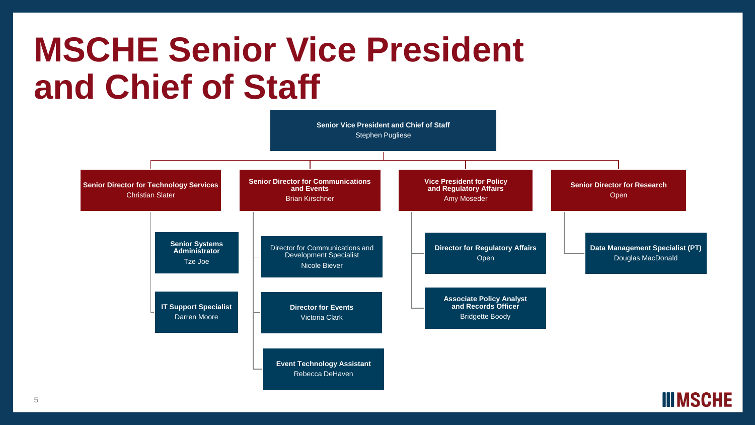# MSCHE Senior Vice President and Chief of Staff

**Senior Vice President and Chief of Staff**
Stephen Pugliese

- **Senior Director for Technology Services**
  Christian Slater
  - **Senior Systems Administrator**
    Tze Joe
  - **IT Support Specialist**
    Darren Moore
- **Senior Director for Communications and Events**
  Brian Kirschner
  - Director for Communications and Development Specialist
    Nicole Biever
  - **Director for Events**
    Victoria Clark
  - **Event Technology Assistant**
    Rebecca DeHaven
- **Vice President for Policy and Regulatory Affairs**
  Amy Moseder
  - **Director for Regulatory Affairs**
    Open
  - **Associate Policy Analyst and Records Officer**
    Bridgette Boody
- **Senior Director for Research**
  Open
  - **Data Management Specialist (PT)**
    Douglas MacDonald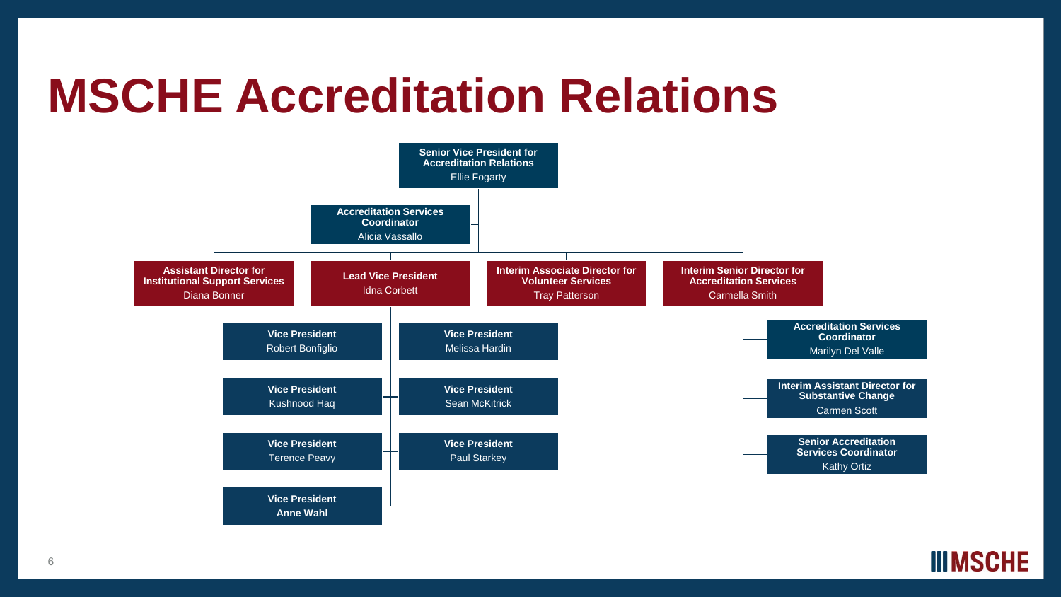# MSCHE Accreditation Relations

- **Senior Vice President for Accreditation Relations**
  Ellie Fogarty
  - **Accreditation Services Coordinator**
    Alicia Vassallo
  - **Assistant Director for Institutional Support Services**
    Diana Bonner
  - **Lead Vice President**
    Idna Corbett
    - **Vice President**
      Robert Bonfiglio
    - **Vice President**
      Melissa Hardin
    - **Vice President**
      Kushnood Haq
    - **Vice President**
      Sean McKitrick
    - **Vice President**
      Terence Peavy
    - **Vice President**
      Paul Starkey
    - **Vice President**
      **Anne Wahl**
  - **Interim Associate Director for Volunteer Services**
    Tray Patterson
  - **Interim Senior Director for Accreditation Services**
    Carmella Smith
    - **Accreditation Services Coordinator**
      Marilyn Del Valle
    - **Interim Assistant Director for Substantive Change**
      Carmen Scott
    - **Senior Accreditation Services Coordinator**
      Kathy Ortiz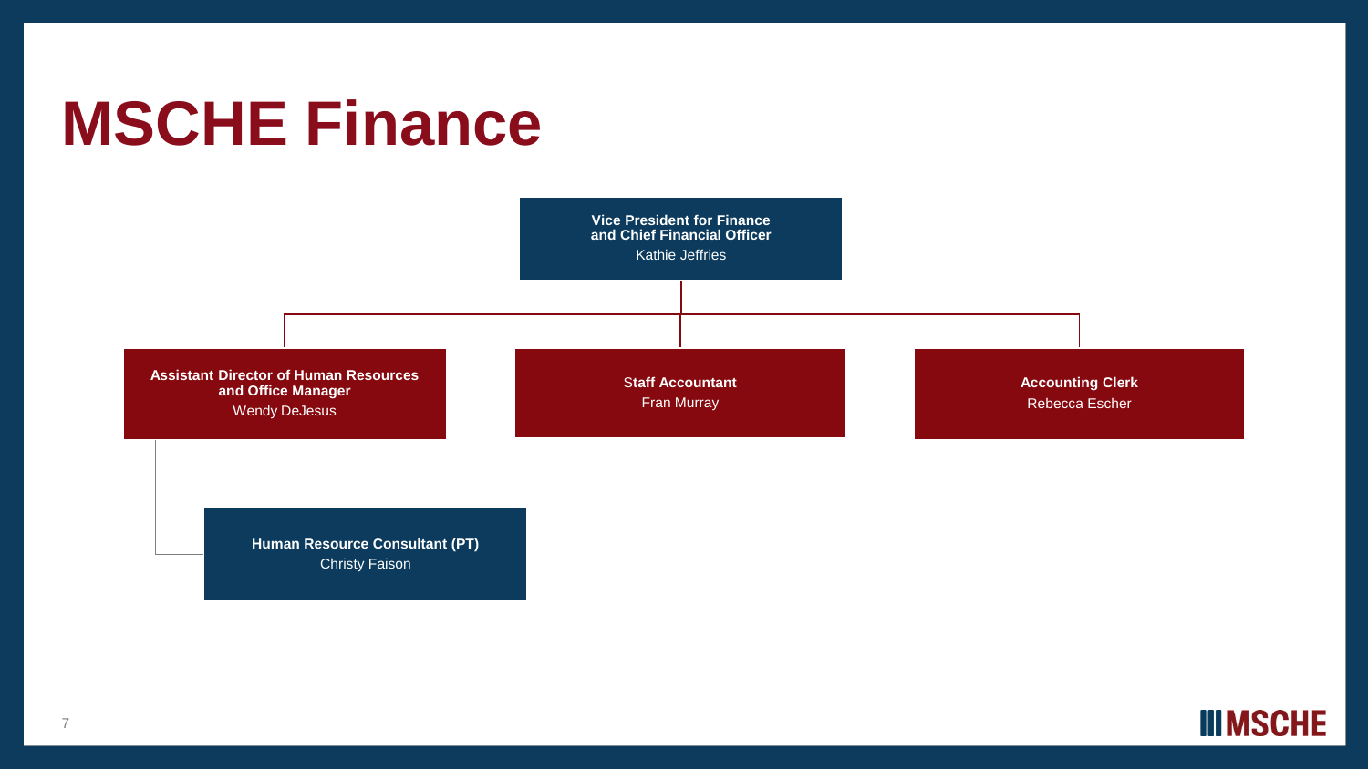# MSCHE Finance

**Vice President for Finance and Chief Financial Officer**
Kathie Jeffries

- **Assistant Director of Human Resources and Office Manager**
  Wendy DeJesus
  - **Human Resource Consultant (PT)**
    Christy Faison
- **Staff Accountant**
  Fran Murray
- **Accounting Clerk**
  Rebecca Escher